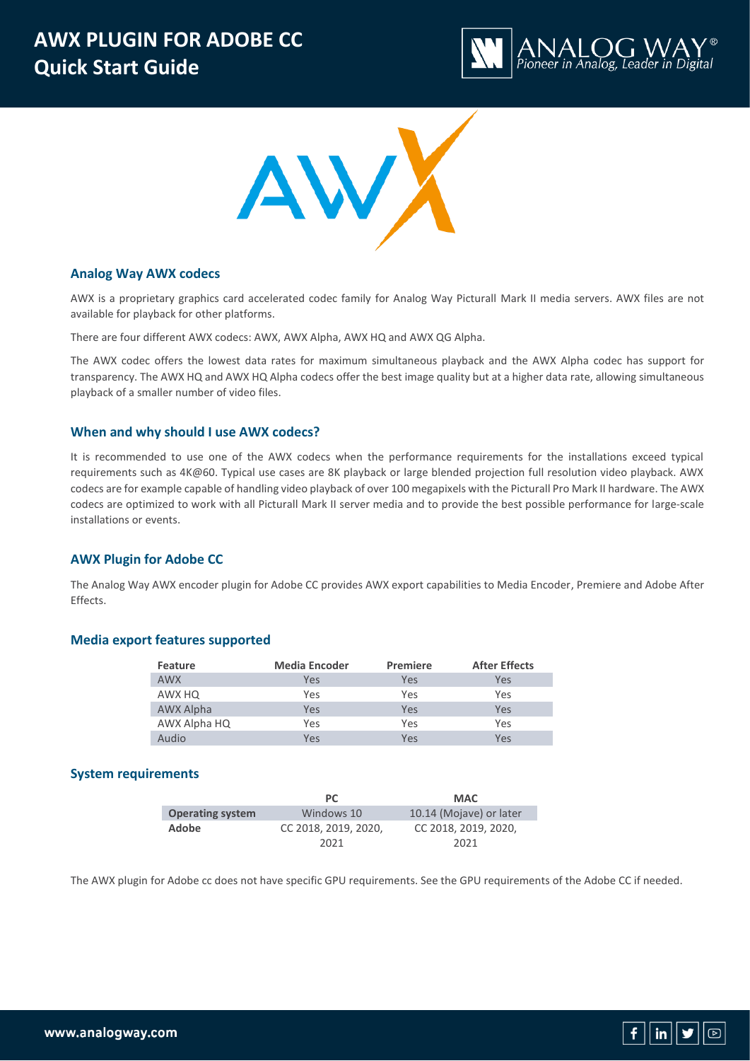# AWX PLUGIN FOR ADOBE CC
## Quick Start Guide

### Analog Way AWX codecs

AWX is a proprietary graphics card accelerated codec family for Analog Way Picturall Mark II media servers. AWX files are not available for playback for other platforms.

There are four different AWX codecs: AWX, AWX Alpha, AWX HQ and AWX QG Alpha.

The AWX codec offers the lowest data rates for maximum simultaneous playback and the AWX Alpha codec has support for transparency. The AWX HQ and AWX HQ Alpha codecs offer the best image quality but at a higher data rate, allowing simultaneous playback of a smaller number of video files.

### When and why should I use AWX codecs?

It is recommended to use one of the AWX codecs when the performance requirements for the installations exceed typical requirements such as 4K@60. Typical use cases are 8K playback or large blended projection full resolution video playback. AWX codecs are for example capable of handling video playback of over 100 megapixels with the Picturall Pro Mark II hardware. The AWX codecs are optimized to work with all Picturall Mark II server media and to provide the best possible performance for large-scale installations or events.

### AWX Plugin for Adobe CC

The Analog Way AWX encoder plugin for Adobe CC provides AWX export capabilities to Media Encoder, Premiere and Adobe After Effects.

### Media export features supported

| Feature | Media Encoder | Premiere | After Effects |
|---|---|---|---|
| AWX | Yes | Yes | Yes |
| AWX HQ | Yes | Yes | Yes |
| AWX Alpha | Yes | Yes | Yes |
| AWX Alpha HQ | Yes | Yes | Yes |
| Audio | Yes | Yes | Yes |

### System requirements

| | PC | MAC |
|---|---|---|
| **Operating system** | Windows 10 | 10.14 (Mojave) or later |
| **Adobe** | CC 2018, 2019, 2020, 2021 | CC 2018, 2019, 2020, 2021 |

The AWX plugin for Adobe cc does not have specific GPU requirements. See the GPU requirements of the Adobe CC if needed.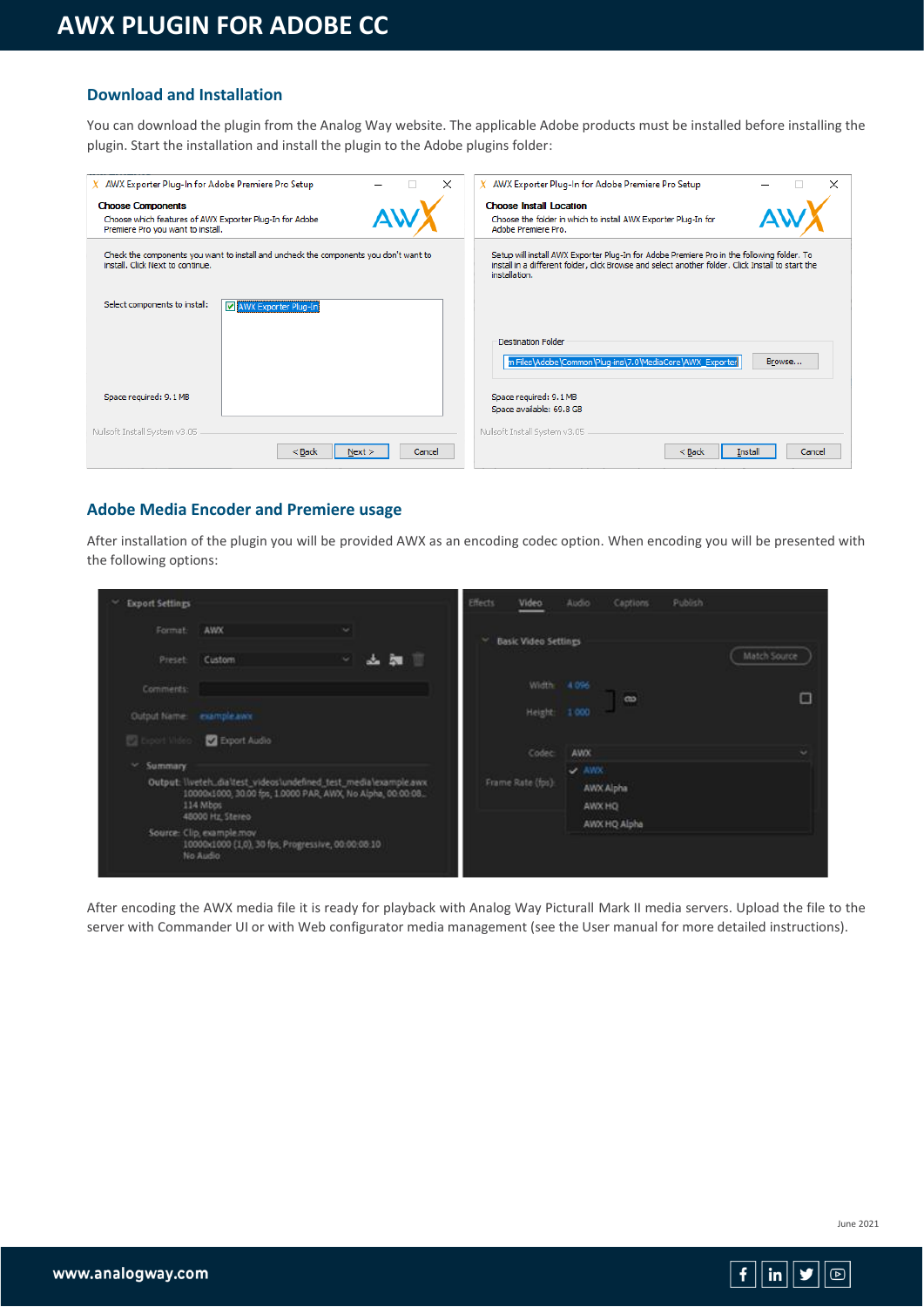## Download and Installation

You can download the plugin from the Analog Way website. The applicable Adobe products must be installed before installing the plugin. Start the installation and install the plugin to the Adobe plugins folder:

## Adobe Media Encoder and Premiere usage

After installation of the plugin you will be provided AWX as an encoding codec option. When encoding you will be presented with the following options:

After encoding the AWX media file it is ready for playback with Analog Way Picturall Mark II media servers. Upload the file to the server with Commander UI or with Web configurator media management (see the User manual for more detailed instructions).